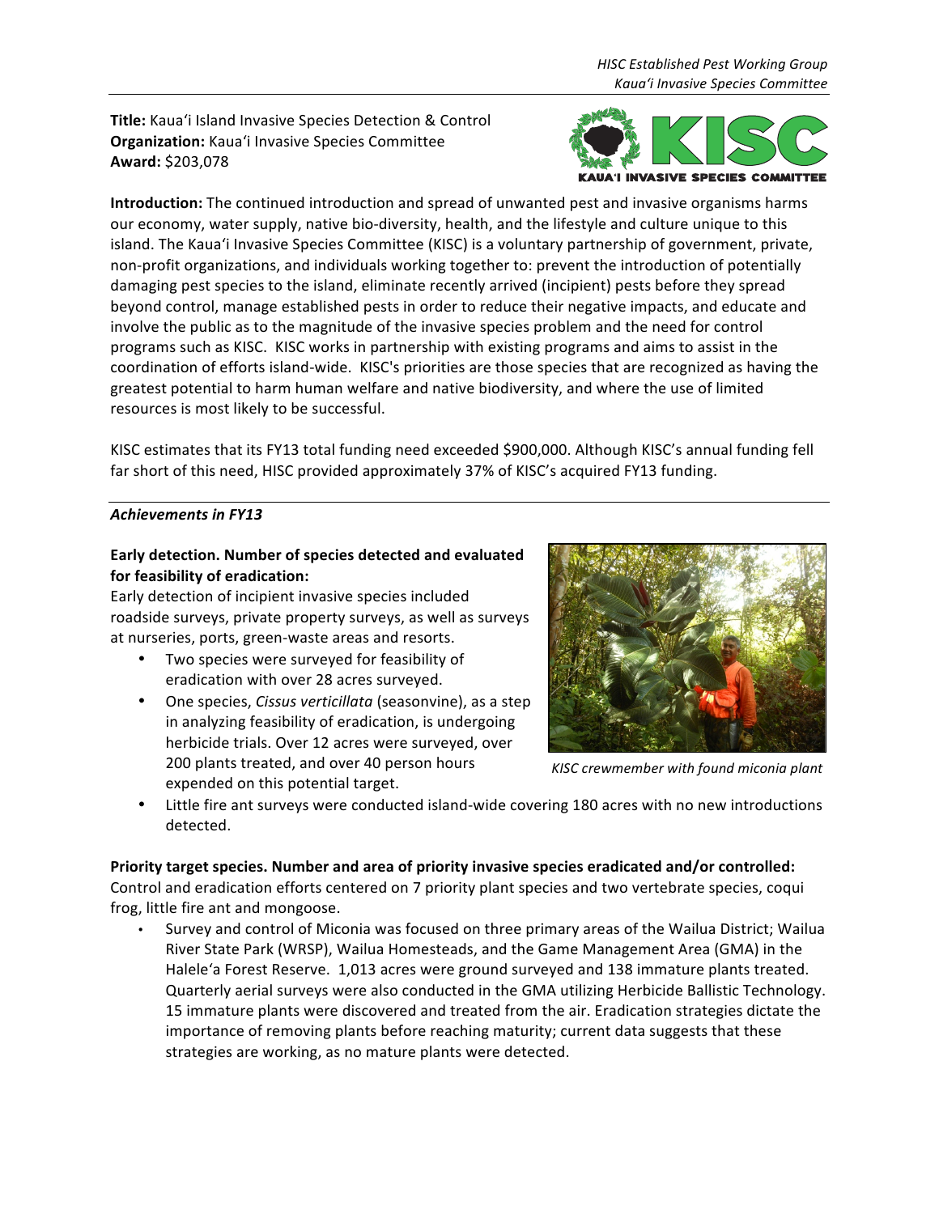**Title:** Kaua'i Island Invasive Species Detection & Control
**Organization:** Kaua'i Invasive Species Committee
**Award:** $203,078

**Introduction:** The continued introduction and spread of unwanted pest and invasive organisms harms our economy, water supply, native bio-diversity, health, and the lifestyle and culture unique to this island. The Kaua'i Invasive Species Committee (KISC) is a voluntary partnership of government, private, non-profit organizations, and individuals working together to: prevent the introduction of potentially damaging pest species to the island, eliminate recently arrived (incipient) pests before they spread beyond control, manage established pests in order to reduce their negative impacts, and educate and involve the public as to the magnitude of the invasive species problem and the need for control programs such as KISC. KISC works in partnership with existing programs and aims to assist in the coordination of efforts island-wide. KISC's priorities are those species that are recognized as having the greatest potential to harm human welfare and native biodiversity, and where the use of limited resources is most likely to be successful.

KISC estimates that its FY13 total funding need exceeded $900,000. Although KISC's annual funding fell far short of this need, HISC provided approximately 37% of KISC's acquired FY13 funding.

## *Achievements in FY13*

**Early detection. Number of species detected and evaluated for feasibility of eradication:**
Early detection of incipient invasive species included roadside surveys, private property surveys, as well as surveys at nurseries, ports, green-waste areas and resorts.

- Two species were surveyed for feasibility of eradication with over 28 acres surveyed.
- One species, *Cissus verticillata* (seasonvine), as a step in analyzing feasibility of eradication, is undergoing herbicide trials. Over 12 acres were surveyed, over 200 plants treated, and over 40 person hours expended on this potential target.
- Little fire ant surveys were conducted island-wide covering 180 acres with no new introductions detected.

*KISC crewmember with found miconia plant*

**Priority target species. Number and area of priority invasive species eradicated and/or controlled:**
Control and eradication efforts centered on 7 priority plant species and two vertebrate species, coqui frog, little fire ant and mongoose.

- Survey and control of Miconia was focused on three primary areas of the Wailua District; Wailua River State Park (WRSP), Wailua Homesteads, and the Game Management Area (GMA) in the Halele'a Forest Reserve. 1,013 acres were ground surveyed and 138 immature plants treated. Quarterly aerial surveys were also conducted in the GMA utilizing Herbicide Ballistic Technology. 15 immature plants were discovered and treated from the air. Eradication strategies dictate the importance of removing plants before reaching maturity; current data suggests that these strategies are working, as no mature plants were detected.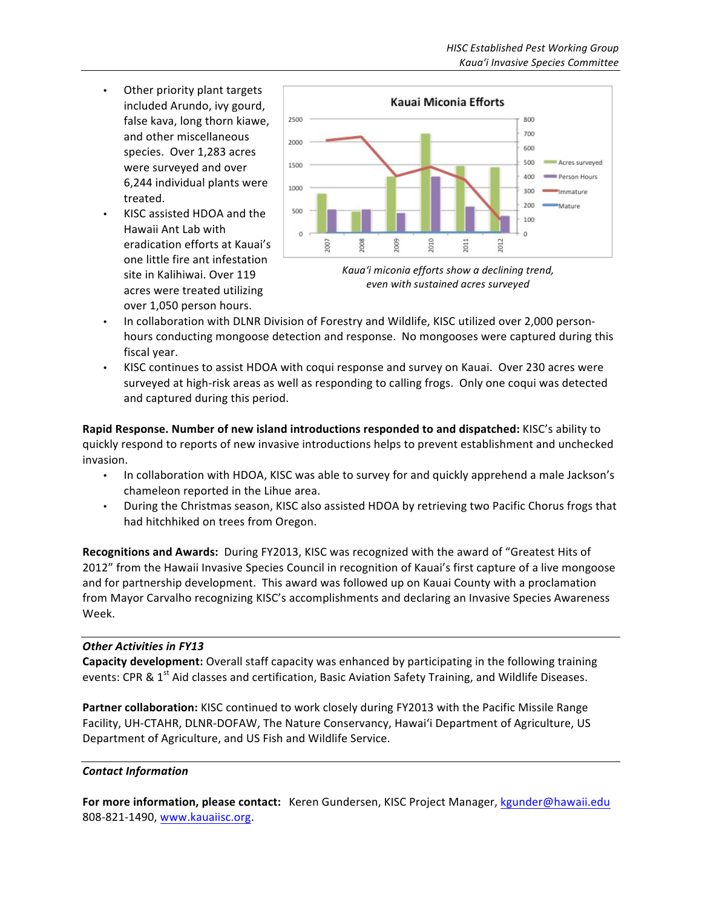- Other priority plant targets included Arundo, ivy gourd, false kava, long thorn kiawe, and other miscellaneous species. Over 1,283 acres were surveyed and over 6,244 individual plants were treated.
- KISC assisted HDOA and the Hawaii Ant Lab with eradication efforts at Kauai's one little fire ant infestation site in Kalihiwai. Over 119 acres were treated utilizing over 1,050 person hours.

Kauai Miconia Efforts

2500
2000
1500
1000
500
0

800
700
600
500
400
300
200
100
0

Acres surveyed
Person Hours
Immature
Mature

2007
2008
2009
2010
2011
2012

*Kaua'i miconia efforts show a declining trend, even with sustained acres surveyed*

- In collaboration with DLNR Division of Forestry and Wildlife, KISC utilized over 2,000 person-hours conducting mongoose detection and response. No mongooses were captured during this fiscal year.
- KISC continues to assist HDOA with coqui response and survey on Kauai. Over 230 acres were surveyed at high-risk areas as well as responding to calling frogs. Only one coqui was detected and captured during this period.

**Rapid Response. Number of new island introductions responded to and dispatched:** KISC's ability to quickly respond to reports of new invasive introductions helps to prevent establishment and unchecked invasion.

- In collaboration with HDOA, KISC was able to survey for and quickly apprehend a male Jackson's chameleon reported in the Lihue area.
- During the Christmas season, KISC also assisted HDOA by retrieving two Pacific Chorus frogs that had hitchhiked on trees from Oregon.

**Recognitions and Awards:** During FY2013, KISC was recognized with the award of "Greatest Hits of 2012" from the Hawaii Invasive Species Council in recognition of Kauai's first capture of a live mongoose and for partnership development. This award was followed up on Kauai County with a proclamation from Mayor Carvalho recognizing KISC's accomplishments and declaring an Invasive Species Awareness Week.

### *Other Activities in FY13*

**Capacity development:** Overall staff capacity was enhanced by participating in the following training events: CPR & 1st Aid classes and certification, Basic Aviation Safety Training, and Wildlife Diseases.

**Partner collaboration:** KISC continued to work closely during FY2013 with the Pacific Missile Range Facility, UH-CTAHR, DLNR-DOFAW, The Nature Conservancy, Hawai'i Department of Agriculture, US Department of Agriculture, and US Fish and Wildlife Service.

### *Contact Information*

**For more information, please contact:** Keren Gundersen, KISC Project Manager, kgunder@hawaii.edu 808-821-1490, www.kauaiisc.org.